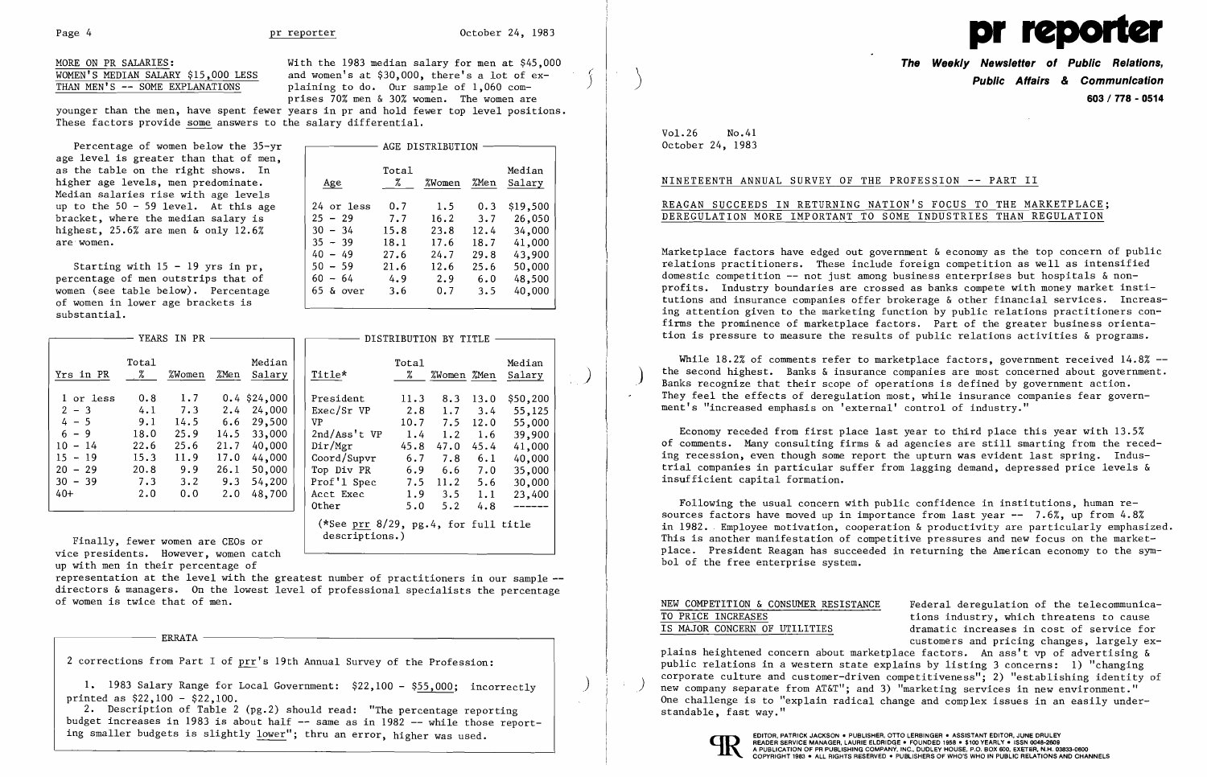## MORE ON PR SALARIES: WOMEN'S MEDIAN SALARY $15,000 LESS THAN MEN'S -- SOME EXPLANATIONS

With the 1983 median salary for men at $45,000 and women's at $30,000, there's a lot of explaining to do. Our sample of 1,060 comprises 70% men & 30% women. The women are younger than the men, have spent fewer years in pr and hold fewer top level positions. These factors provide some answers to the salary differential.

Percentage of women below the 35-yr age level is greater than that of men, as the table on the right shows. In higher age levels, men predominate. Median salaries rise with age levels up to the 50 - 59 level. At this age bracket, where the median salary is highest, 25.6% are men & only 12.6% are women.

**AGE DISTRIBUTION**

| Age | Total % | %Women | %Men | Median Salary |
|---|---|---|---|---|
| 24 or less | 0.7 | 1.5 | 0.3 | $19,500 |
| 25 - 29 | 7.7 | 16.2 | 3.7 | 26,050 |
| 30 - 34 | 15.8 | 23.8 | 12.4 | 34,000 |
| 35 - 39 | 18.1 | 17.6 | 18.7 | 41,000 |
| 40 - 49 | 27.6 | 24.7 | 29.8 | 43,900 |
| 50 - 59 | 21.6 | 12.6 | 25.6 | 50,000 |
| 60 - 64 | 4.9 | 2.9 | 6.0 | 48,500 |
| 65 & over | 3.6 | 0.7 | 3.5 | 40,000 |

Starting with 15 - 19 yrs in pr, percentage of men outstrips that of women (see table below). Percentage of women in lower age brackets is substantial.

**YEARS IN PR**

| Yrs in PR | Total % | %Women | %Men | Median Salary |
|---|---|---|---|---|
| 1 or less | 0.8 | 1.7 | 0.4 | $24,000 |
| 2 - 3 | 4.1 | 7.3 | 2.4 | 24,000 |
| 4 - 5 | 9.1 | 14.5 | 6.6 | 29,500 |
| 6 - 9 | 18.0 | 25.9 | 14.5 | 33,000 |
| 10 - 14 | 22.6 | 25.6 | 21.7 | 40,000 |
| 15 - 19 | 15.3 | 11.9 | 17.0 | 44,000 |
| 20 - 29 | 20.8 | 9.9 | 26.1 | 50,000 |
| 30 - 39 | 7.3 | 3.2 | 9.3 | 54,200 |
| 40+ | 2.0 | 0.0 | 2.0 | 48,700 |

**DISTRIBUTION BY TITLE**

| Title* | Total % | %Women | %Men | Median Salary |
|---|---|---|---|---|
| President | 11.3 | 8.3 | 13.0 | $50,200 |
| Exec/Sr VP | 2.8 | 1.7 | 3.4 | 55,125 |
| VP | 10.7 | 7.5 | 12.0 | 55,000 |
| 2nd/Ass't VP | 1.4 | 1.2 | 1.6 | 39,900 |
| Dir/Mgr | 45.8 | 47.0 | 45.4 | 41,000 |
| Coord/Supvr | 6.7 | 7.8 | 6.1 | 40,000 |
| Top Div PR | 6.9 | 6.6 | 7.0 | 35,000 |
| Prof'l Spec | 7.5 | 11.2 | 5.6 | 30,000 |
| Acct Exec | 1.9 | 3.5 | 1.1 | 23,400 |
| Other | 5.0 | 5.2 | 4.8 | ------ |

(*See prr 8/29, pg.4, for full title descriptions.)

Finally, fewer women are CEOs or vice presidents. However, women catch up with men in their percentage of representation at the level with the greatest number of practitioners in our sample -- directors & managers. On the lowest level of professional specialists the percentage of women is twice that of men.

**ERRATA**

2 corrections from Part I of prr's 19th Annual Survey of the Profession:

1. 1983 Salary Range for Local Government: $22,100 - $55,000; incorrectly printed as $22,100 - $22,100.
2. Description of Table 2 (pg.2) should read: "The percentage reporting budget increases in 1983 is about half -- same as in 1982 -- while those reporting smaller budgets is slightly lower"; thru an error, higher was used.

# pr reporter

**The Weekly Newsletter of Public Relations, Public Affairs & Communication**

603 / 778 - 0514

Vol.26 No.41
October 24, 1983

## NINETEENTH ANNUAL SURVEY OF THE PROFESSION -- PART II

## REAGAN SUCCEEDS IN RETURNING NATION'S FOCUS TO THE MARKETPLACE; DEREGULATION MORE IMPORTANT TO SOME INDUSTRIES THAN REGULATION

Marketplace factors have edged out government & economy as the top concern of public relations practitioners. These include foreign competition as well as intensified domestic competition -- not just among business enterprises but hospitals & nonprofits. Industry boundaries are crossed as banks compete with money market institutions and insurance companies offer brokerage & other financial services. Increasing attention given to the marketing function by public relations practitioners confirms the prominence of marketplace factors. Part of the greater business orientation is pressure to measure the results of public relations activities & programs.

While 18.2% of comments refer to marketplace factors, government received 14.8% -- the second highest. Banks & insurance companies are most concerned about government. Banks recognize that their scope of operations is defined by government action. They feel the effects of deregulation most, while insurance companies fear government's "increased emphasis on 'external' control of industry."

Economy receded from first place last year to third place this year with 13.5% of comments. Many consulting firms & ad agencies are still smarting from the receding recession, even though some report the upturn was evident last spring. Industrial companies in particular suffer from lagging demand, depressed price levels & insufficient capital formation.

Following the usual concern with public confidence in institutions, human resources factors have moved up in importance from last year -- 7.6%, up from 4.8% in 1982. Employee motivation, cooperation & productivity are particularly emphasized. This is another manifestation of competitive pressures and new focus on the marketplace. President Reagan has succeeded in returning the American economy to the symbol of the free enterprise system.

### NEW COMPETITION & CONSUMER RESISTANCE TO PRICE INCREASES IS MAJOR CONCERN OF UTILITIES

Federal deregulation of the telecommunications industry, which threatens to cause dramatic increases in cost of service for customers and pricing changes, largely explains heightened concern about marketplace factors. An ass't vp of advertising & public relations in a western state explains by listing 3 concerns: 1) "changing corporate culture and customer-driven competitiveness"; 2) "establishing identity of new company separate from AT&T"; and 3) "marketing services in new environment." One challenge is to "explain radical change and complex issues in an easily understandable, fast way."

EDITOR, PATRICK JACKSON • PUBLISHER, OTTO LERBINGER • ASSISTANT EDITOR, JUNE DRULEY
READER SERVICE MANAGER, LAURIE ELDRIDGE • FOUNDED 1958 • $100 YEARLY • ISSN 0048-2609
A PUBLICATION OF PR PUBLISHING COMPANY, INC., DUDLEY HOUSE, P.O. BOX 600, EXETER, N.H. 03833-0600
COPYRIGHT 1983 • ALL RIGHTS RESERVED • PUBLISHERS OF WHO'S WHO IN PUBLIC RELATIONS AND CHANNELS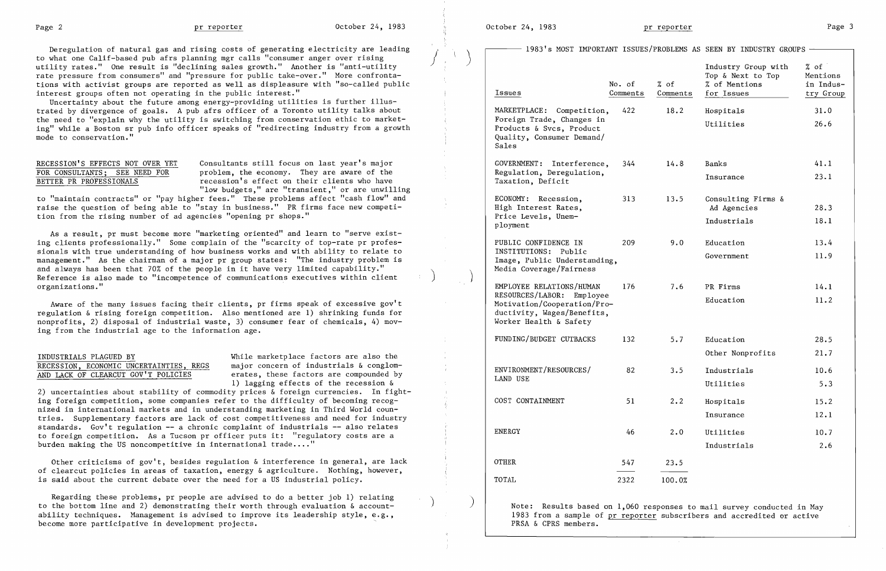Deregulation of natural gas and rising costs of generating electricity are leading to what one Calif-based pub afrs planning mgr calls "consumer anger over rising utility rates." One result is "declining sales growth." Another is "anti-utility rate pressure from consumers" and "pressure for public take-over." More confrontations with activist groups are reported as well as displeasure with "so-called public interest groups often not operating in the public interest."

Uncertainty about the future among energy-providing utilities is further illustrated by divergence of goals. A pub afrs officer of a Toronto utility talks about the need to "explain why the utility is switching from conservation ethic to marketing" while a Boston sr pub info officer speaks of "redirecting industry from a growth mode to conservation."

## RECESSION'S EFFECTS NOT OVER YET FOR CONSULTANTS; SEE NEED FOR BETTER PR PROFESSIONALS

Consultants still focus on last year's major problem, the economy. They are aware of the recession's effect on their clients who have "low budgets," are "transient," or are unwilling to "maintain contracts" or "pay higher fees." These problems affect "cash flow" and raise the question of being able to "stay in business." PR firms face new competition from the rising number of ad agencies "opening pr shops."

As a result, pr must become more "marketing oriented" and learn to "serve existing clients professionally." Some complain of the "scarcity of top-rate pr professionals with true understanding of how business works and with ability to relate to management." As the chairman of a major pr group states: "The industry problem is and always has been that 70% of the people in it have very limited capability." Reference is also made to "incompetence of communications executives within client organizations."

Aware of the many issues facing their clients, pr firms speak of excessive gov't regulation & rising foreign competition. Also mentioned are 1) shrinking funds for nonprofits, 2) disposal of industrial waste, 3) consumer fear of chemicals, 4) moving from the industrial age to the information age.

## INDUSTRIALS PLAGUED BY RECESSION, ECONOMIC UNCERTAINTIES, REGS AND LACK OF CLEARCUT GOV'T POLICIES

While marketplace factors are also the major concern of industrials & conglomerates, these factors are compounded by 1) lagging effects of the recession & 2) uncertainties about stability of commodity prices & foreign currencies. In fighting foreign competition, some companies refer to the difficulty of becoming recognized in international markets and in understanding marketing in Third World countries. Supplementary factors are lack of cost competitiveness and need for industry standards. Gov't regulation -- a chronic complaint of industrials -- also relates to foreign competition. As a Tucson pr officer puts it: "regulatory costs are a burden making the US noncompetitive in international trade...."

Other criticisms of gov't, besides regulation & interference in general, are lack of clearcut policies in areas of taxation, energy & agriculture. Nothing, however, is said about the current debate over the need for a US industrial policy.

Regarding these problems, pr people are advised to do a better job 1) relating to the bottom line and 2) demonstrating their worth through evaluation & accountability techniques. Management is advised to improve its leadership style, e.g., become more participative in development projects.

## 1983's MOST IMPORTANT ISSUES/PROBLEMS AS SEEN BY INDUSTRY GROUPS

| Issues | No. of Comments | % of Comments | Industry Group with Top & Next to Top % of Mentions for Issues | % of Mentions in Industry Group |
|---|---|---|---|---|
| MARKETPLACE: Competition, Foreign Trade, Changes in Products & Svcs, Product Quality, Consumer Demand/Sales | 422 | 18.2 | Hospitals | 31.0 |
| | | | Utilities | 26.6 |
| GOVERNMENT: Interference, Regulation, Deregulation, Taxation, Deficit | 344 | 14.8 | Banks | 41.1 |
| | | | Insurance | 23.1 |
| ECONOMY: Recession, High Interest Rates, Price Levels, Unemployment | 313 | 13.5 | Consulting Firms & Ad Agencies | 28.3 |
| | | | Industrials | 18.1 |
| PUBLIC CONFIDENCE IN INSTITUTIONS: Public Image, Public Understanding, Media Coverage/Fairness | 209 | 9.0 | Education | 13.4 |
| | | | Government | 11.9 |
| EMPLOYEE RELATIONS/HUMAN RESOURCES/LABOR: Employee Motivation/Cooperation/Productivity, Wages/Benefits, Worker Health & Safety | 176 | 7.6 | PR Firms | 14.1 |
| | | | Education | 11.2 |
| FUNDING/BUDGET CUTBACKS | 132 | 5.7 | Education | 28.5 |
| | | | Other Nonprofits | 21.7 |
| ENVIRONMENT/RESOURCES/LAND USE | 82 | 3.5 | Industrials | 10.6 |
| | | | Utilities | 5.3 |
| COST CONTAINMENT | 51 | 2.2 | Hospitals | 15.2 |
| | | | Insurance | 12.1 |
| ENERGY | 46 | 2.0 | Utilities | 10.7 |
| | | | Industrials | 2.6 |
| OTHER | 547 | 23.5 | | |
| TOTAL | 2322 | 100.0% | | |

Note: Results based on 1,060 responses to mail survey conducted in May 1983 from a sample of pr reporter subscribers and accredited or active PRSA & CPRS members.